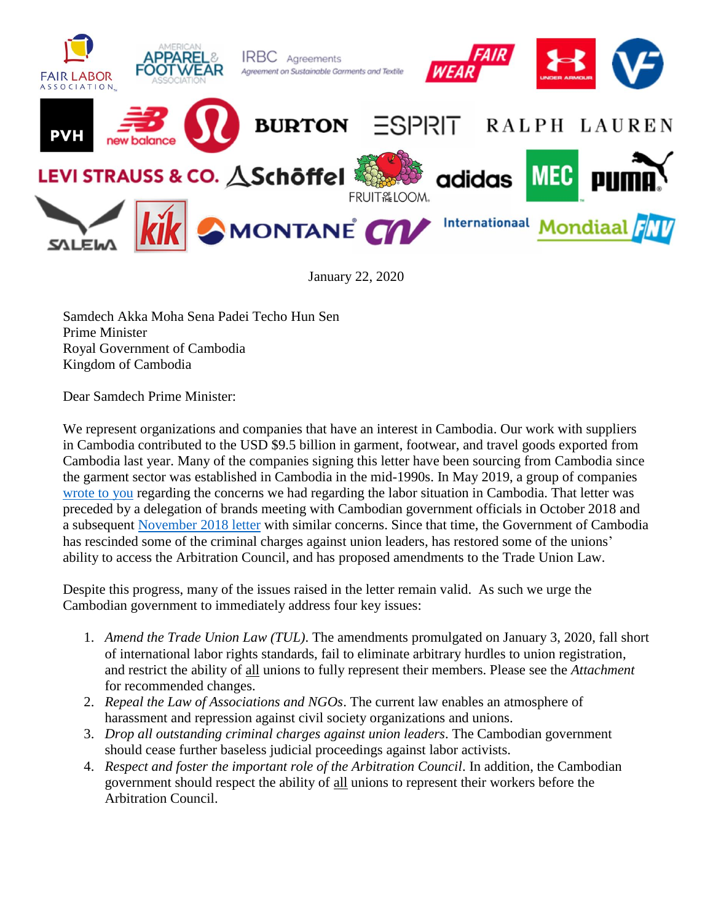January 22, 2020

Samdech Akka Moha Sena Padei Techo Hun Sen
Prime Minister
Royal Government of Cambodia
Kingdom of Cambodia

Dear Samdech Prime Minister:

We represent organizations and companies that have an interest in Cambodia. Our work with suppliers in Cambodia contributed to the USD $9.5 billion in garment, footwear, and travel goods exported from Cambodia last year. Many of the companies signing this letter have been sourcing from Cambodia since the garment sector was established in Cambodia in the mid-1990s. In May 2019, a group of companies wrote to you regarding the concerns we had regarding the labor situation in Cambodia. That letter was preceded by a delegation of brands meeting with Cambodian government officials in October 2018 and a subsequent November 2018 letter with similar concerns. Since that time, the Government of Cambodia has rescinded some of the criminal charges against union leaders, has restored some of the unions' ability to access the Arbitration Council, and has proposed amendments to the Trade Union Law.

Despite this progress, many of the issues raised in the letter remain valid. As such we urge the Cambodian government to immediately address four key issues:

1. *Amend the Trade Union Law (TUL)*. The amendments promulgated on January 3, 2020, fall short of international labor rights standards, fail to eliminate arbitrary hurdles to union registration, and restrict the ability of all unions to fully represent their members. Please see the *Attachment* for recommended changes.
2. *Repeal the Law of Associations and NGOs*. The current law enables an atmosphere of harassment and repression against civil society organizations and unions.
3. *Drop all outstanding criminal charges against union leaders*. The Cambodian government should cease further baseless judicial proceedings against labor activists.
4. *Respect and foster the important role of the Arbitration Council*. In addition, the Cambodian government should respect the ability of all unions to represent their workers before the Arbitration Council.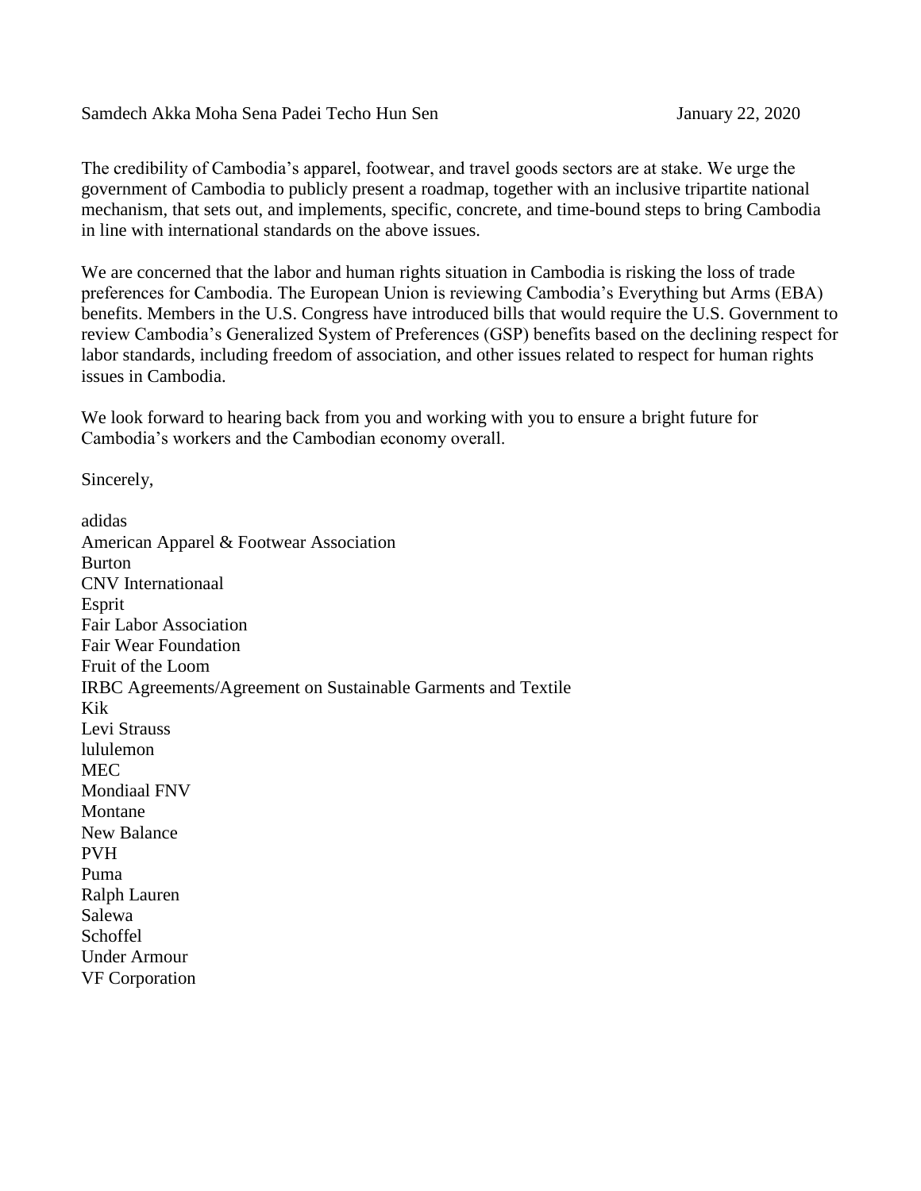Samdech Akka Moha Sena Padei Techo Hun Sen January 22, 2020

The credibility of Cambodia's apparel, footwear, and travel goods sectors are at stake. We urge the government of Cambodia to publicly present a roadmap, together with an inclusive tripartite national mechanism, that sets out, and implements, specific, concrete, and time-bound steps to bring Cambodia in line with international standards on the above issues.

We are concerned that the labor and human rights situation in Cambodia is risking the loss of trade preferences for Cambodia. The European Union is reviewing Cambodia's Everything but Arms (EBA) benefits. Members in the U.S. Congress have introduced bills that would require the U.S. Government to review Cambodia's Generalized System of Preferences (GSP) benefits based on the declining respect for labor standards, including freedom of association, and other issues related to respect for human rights issues in Cambodia.

We look forward to hearing back from you and working with you to ensure a bright future for Cambodia's workers and the Cambodian economy overall.

Sincerely,

adidas
American Apparel & Footwear Association
Burton
CNV Internationaal
Esprit
Fair Labor Association
Fair Wear Foundation
Fruit of the Loom
IRBC Agreements/Agreement on Sustainable Garments and Textile
Kik
Levi Strauss
lululemon
MEC
Mondiaal FNV
Montane
New Balance
PVH
Puma
Ralph Lauren
Salewa
Schoffel
Under Armour
VF Corporation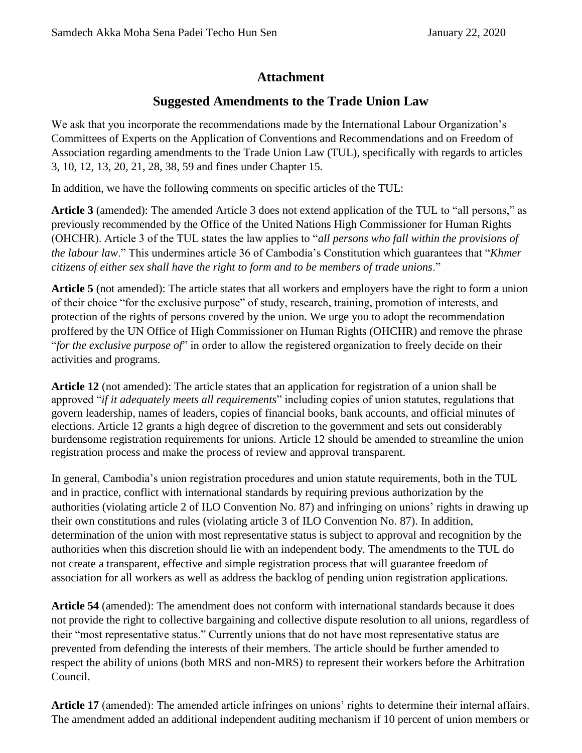## Attachment

## Suggested Amendments to the Trade Union Law

We ask that you incorporate the recommendations made by the International Labour Organization's Committees of Experts on the Application of Conventions and Recommendations and on Freedom of Association regarding amendments to the Trade Union Law (TUL), specifically with regards to articles 3, 10, 12, 13, 20, 21, 28, 38, 59 and fines under Chapter 15.

In addition, we have the following comments on specific articles of the TUL:

**Article 3** (amended): The amended Article 3 does not extend application of the TUL to "all persons," as previously recommended by the Office of the United Nations High Commissioner for Human Rights (OHCHR). Article 3 of the TUL states the law applies to "*all persons who fall within the provisions of the labour law*." This undermines article 36 of Cambodia's Constitution which guarantees that "*Khmer citizens of either sex shall have the right to form and to be members of trade unions*."

**Article 5** (not amended): The article states that all workers and employers have the right to form a union of their choice "for the exclusive purpose" of study, research, training, promotion of interests, and protection of the rights of persons covered by the union. We urge you to adopt the recommendation proffered by the UN Office of High Commissioner on Human Rights (OHCHR) and remove the phrase "*for the exclusive purpose of*" in order to allow the registered organization to freely decide on their activities and programs.

**Article 12** (not amended): The article states that an application for registration of a union shall be approved "*if it adequately meets all requirements*" including copies of union statutes, regulations that govern leadership, names of leaders, copies of financial books, bank accounts, and official minutes of elections. Article 12 grants a high degree of discretion to the government and sets out considerably burdensome registration requirements for unions. Article 12 should be amended to streamline the union registration process and make the process of review and approval transparent.

In general, Cambodia's union registration procedures and union statute requirements, both in the TUL and in practice, conflict with international standards by requiring previous authorization by the authorities (violating article 2 of ILO Convention No. 87) and infringing on unions' rights in drawing up their own constitutions and rules (violating article 3 of ILO Convention No. 87). In addition, determination of the union with most representative status is subject to approval and recognition by the authorities when this discretion should lie with an independent body. The amendments to the TUL do not create a transparent, effective and simple registration process that will guarantee freedom of association for all workers as well as address the backlog of pending union registration applications.

**Article 54** (amended): The amendment does not conform with international standards because it does not provide the right to collective bargaining and collective dispute resolution to all unions, regardless of their "most representative status." Currently unions that do not have most representative status are prevented from defending the interests of their members. The article should be further amended to respect the ability of unions (both MRS and non-MRS) to represent their workers before the Arbitration Council.

**Article 17** (amended): The amended article infringes on unions' rights to determine their internal affairs. The amendment added an additional independent auditing mechanism if 10 percent of union members or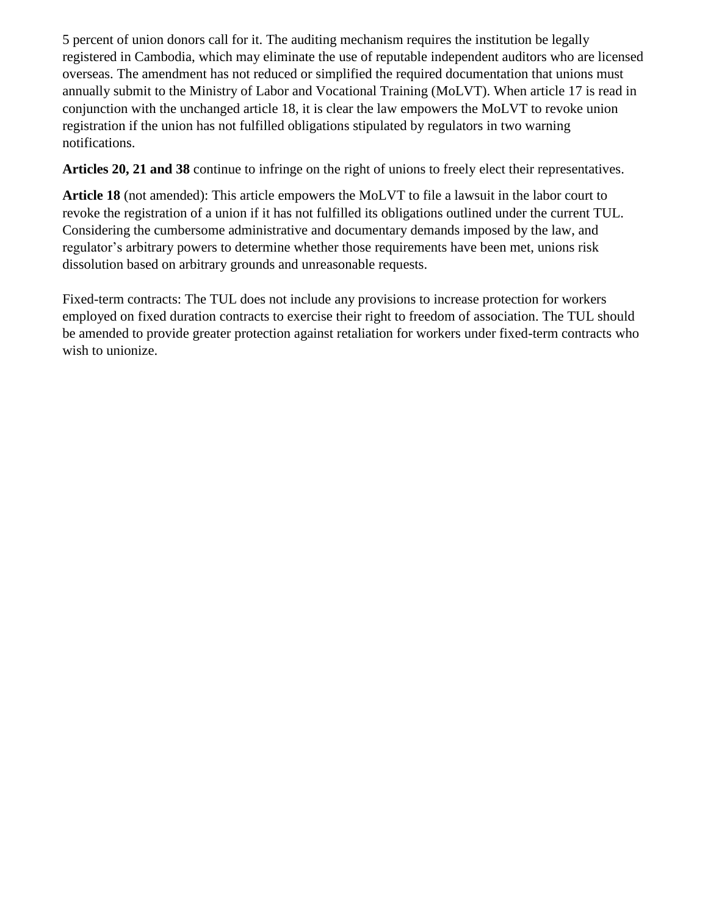5 percent of union donors call for it. The auditing mechanism requires the institution be legally registered in Cambodia, which may eliminate the use of reputable independent auditors who are licensed overseas. The amendment has not reduced or simplified the required documentation that unions must annually submit to the Ministry of Labor and Vocational Training (MoLVT). When article 17 is read in conjunction with the unchanged article 18, it is clear the law empowers the MoLVT to revoke union registration if the union has not fulfilled obligations stipulated by regulators in two warning notifications.

**Articles 20, 21 and 38** continue to infringe on the right of unions to freely elect their representatives.

**Article 18** (not amended): This article empowers the MoLVT to file a lawsuit in the labor court to revoke the registration of a union if it has not fulfilled its obligations outlined under the current TUL. Considering the cumbersome administrative and documentary demands imposed by the law, and regulator's arbitrary powers to determine whether those requirements have been met, unions risk dissolution based on arbitrary grounds and unreasonable requests.

Fixed-term contracts: The TUL does not include any provisions to increase protection for workers employed on fixed duration contracts to exercise their right to freedom of association. The TUL should be amended to provide greater protection against retaliation for workers under fixed-term contracts who wish to unionize.